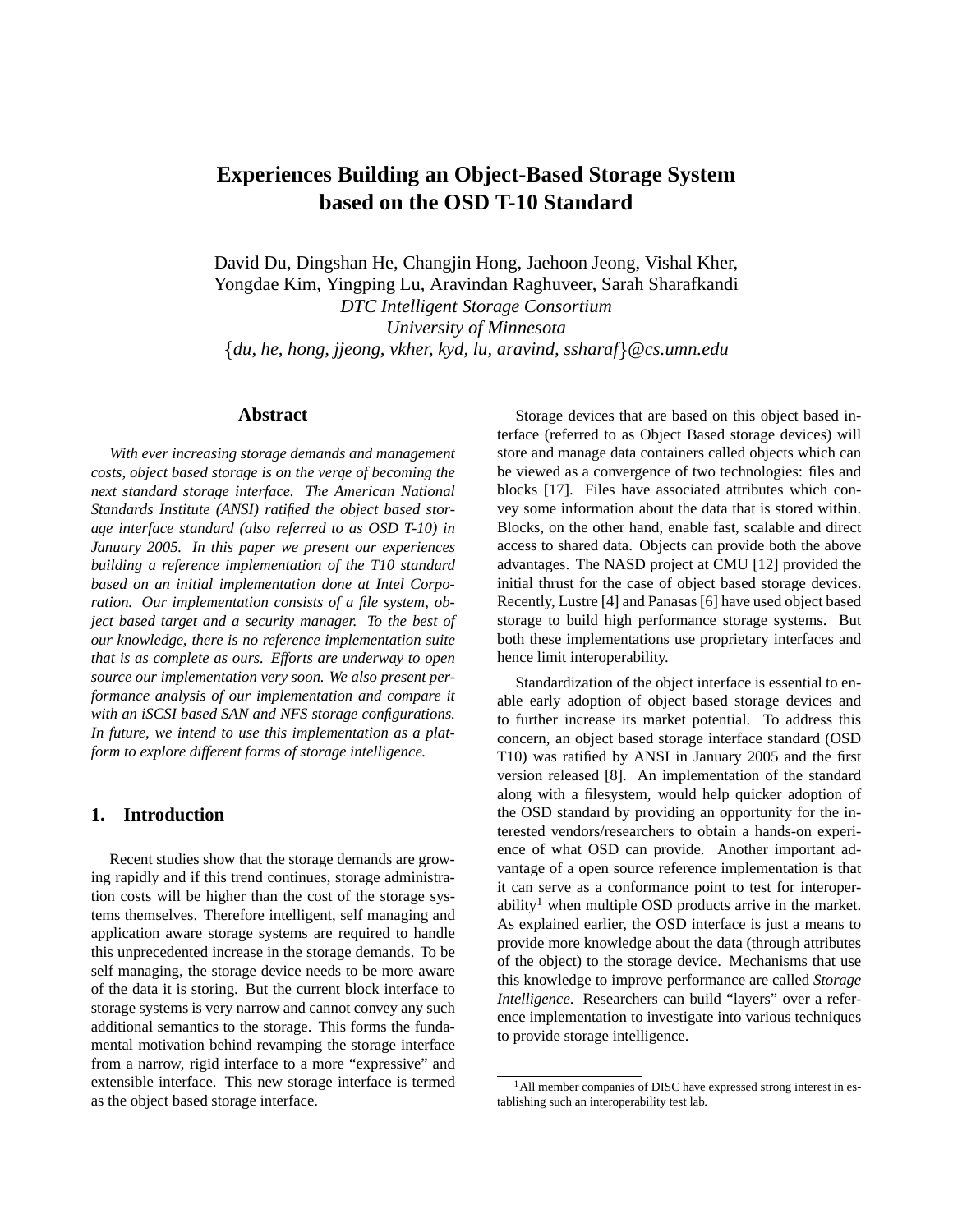# Experiences Building an Object-Based Storage System based on the OSD T-10 Standard

David Du, Dingshan He, Changjin Hong, Jaehoon Jeong, Vishal Kher, Yongdae Kim, Yingping Lu, Aravindan Raghuveer, Sarah Sharafkandi

*DTC Intelligent Storage Consortium*

*University of Minnesota*

{*du, he, hong, jjeong, vkher, kyd, lu, aravind, ssharaf*}*@cs.umn.edu*

## Abstract

*With ever increasing storage demands and management costs, object based storage is on the verge of becoming the next standard storage interface. The American National Standards Institute (ANSI) ratified the object based storage interface standard (also referred to as OSD T-10) in January 2005. In this paper we present our experiences building a reference implementation of the T10 standard based on an initial implementation done at Intel Corporation. Our implementation consists of a file system, object based target and a security manager. To the best of our knowledge, there is no reference implementation suite that is as complete as ours. Efforts are underway to open source our implementation very soon. We also present performance analysis of our implementation and compare it with an iSCSI based SAN and NFS storage configurations. In future, we intend to use this implementation as a platform to explore different forms of storage intelligence.*

## 1. Introduction

Recent studies show that the storage demands are growing rapidly and if this trend continues, storage administration costs will be higher than the cost of the storage systems themselves. Therefore intelligent, self managing and application aware storage systems are required to handle this unprecedented increase in the storage demands. To be self managing, the storage device needs to be more aware of the data it is storing. But the current block interface to storage systems is very narrow and cannot convey any such additional semantics to the storage. This forms the fundamental motivation behind revamping the storage interface from a narrow, rigid interface to a more "expressive" and extensible interface. This new storage interface is termed as the object based storage interface.

Storage devices that are based on this object based interface (referred to as Object Based storage devices) will store and manage data containers called objects which can be viewed as a convergence of two technologies: files and blocks [17]. Files have associated attributes which convey some information about the data that is stored within. Blocks, on the other hand, enable fast, scalable and direct access to shared data. Objects can provide both the above advantages. The NASD project at CMU [12] provided the initial thrust for the case of object based storage devices. Recently, Lustre [4] and Panasas [6] have used object based storage to build high performance storage systems. But both these implementations use proprietary interfaces and hence limit interoperability.

Standardization of the object interface is essential to enable early adoption of object based storage devices and to further increase its market potential. To address this concern, an object based storage interface standard (OSD T10) was ratified by ANSI in January 2005 and the first version released [8]. An implementation of the standard along with a filesystem, would help quicker adoption of the OSD standard by providing an opportunity for the interested vendors/researchers to obtain a hands-on experience of what OSD can provide. Another important advantage of a open source reference implementation is that it can serve as a conformance point to test for interoperability[1] when multiple OSD products arrive in the market. As explained earlier, the OSD interface is just a means to provide more knowledge about the data (through attributes of the object) to the storage device. Mechanisms that use this knowledge to improve performance are called *Storage Intelligence*. Researchers can build "layers" over a reference implementation to investigate into various techniques to provide storage intelligence.

[1] All member companies of DISC have expressed strong interest in establishing such an interoperability test lab.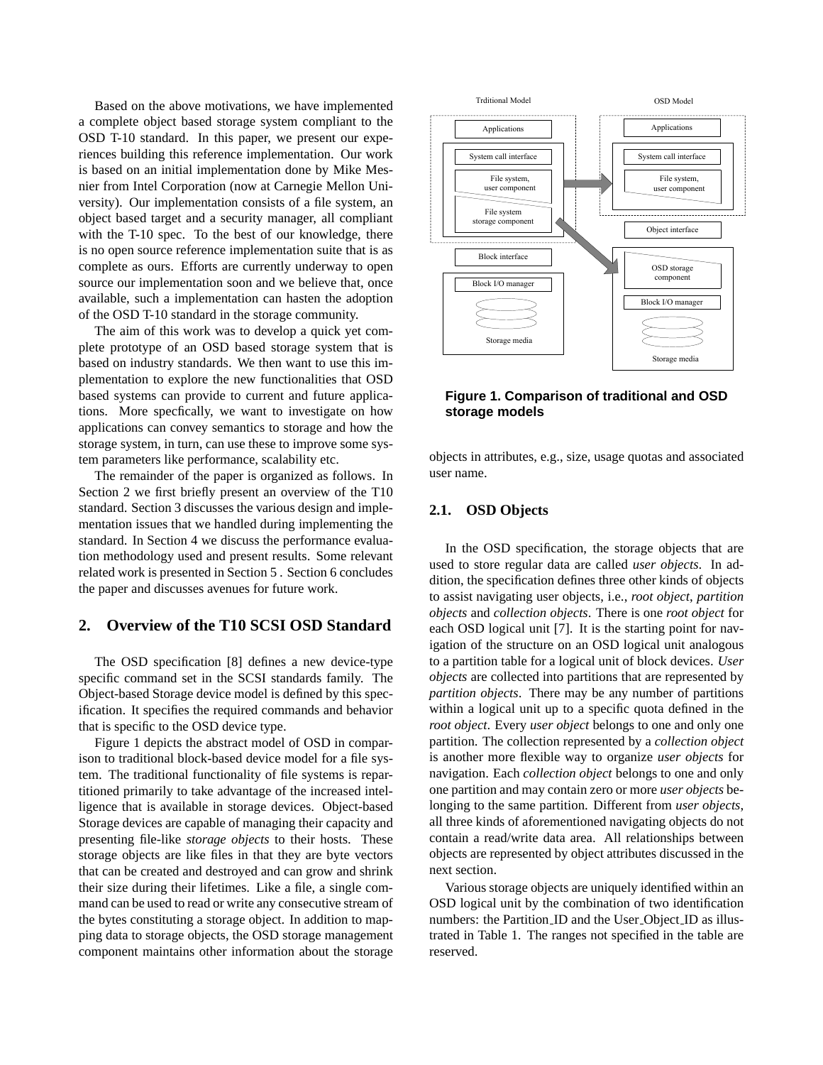Based on the above motivations, we have implemented a complete object based storage system compliant to the OSD T-10 standard. In this paper, we present our experiences building this reference implementation. Our work is based on an initial implementation done by Mike Mesnier from Intel Corporation (now at Carnegie Mellon University). Our implementation consists of a file system, an object based target and a security manager, all compliant with the T-10 spec. To the best of our knowledge, there is no open source reference implementation suite that is as complete as ours. Efforts are currently underway to open source our implementation soon and we believe that, once available, such a implementation can hasten the adoption of the OSD T-10 standard in the storage community.

The aim of this work was to develop a quick yet complete prototype of an OSD based storage system that is based on industry standards. We then want to use this implementation to explore the new functionalities that OSD based systems can provide to current and future applications. More specfically, we want to investigate on how applications can convey semantics to storage and how the storage system, in turn, can use these to improve some system parameters like performance, scalability etc.

The remainder of the paper is organized as follows. In Section 2 we first briefly present an overview of the T10 standard. Section 3 discusses the various design and implementation issues that we handled during implementing the standard. In Section 4 we discuss the performance evaluation methodology used and present results. Some relevant related work is presented in Section 5 . Section 6 concludes the paper and discusses avenues for future work.

## 2. Overview of the T10 SCSI OSD Standard

The OSD specification [8] defines a new device-type specific command set in the SCSI standards family. The Object-based Storage device model is defined by this specification. It specifies the required commands and behavior that is specific to the OSD device type.

Figure 1 depicts the abstract model of OSD in comparison to traditional block-based device model for a file system. The traditional functionality of file systems is repartitioned primarily to take advantage of the increased intelligence that is available in storage devices. Object-based Storage devices are capable of managing their capacity and presenting file-like *storage objects* to their hosts. These storage objects are like files in that they are byte vectors that can be created and destroyed and can grow and shrink their size during their lifetimes. Like a file, a single command can be used to read or write any consecutive stream of the bytes constituting a storage object. In addition to mapping data to storage objects, the OSD storage management component maintains other information about the storage objects in attributes, e.g., size, usage quotas and associated user name.

Trditional Model

OSD Model

Applications

System call interface

File system, user component

File system storage component

Block interface

Block I/O manager

Storage media

Object interface

OSD storage component

**Figure 1. Comparison of traditional and OSD storage models**

### 2.1. OSD Objects

In the OSD specification, the storage objects that are used to store regular data are called *user objects*. In addition, the specification defines three other kinds of objects to assist navigating user objects, i.e., *root object*, *partition objects* and *collection objects*. There is one *root object* for each OSD logical unit [7]. It is the starting point for navigation of the structure on an OSD logical unit analogous to a partition table for a logical unit of block devices. *User objects* are collected into partitions that are represented by *partition objects*. There may be any number of partitions within a logical unit up to a specific quota defined in the *root object*. Every *user object* belongs to one and only one partition. The collection represented by a *collection object* is another more flexible way to organize *user objects* for navigation. Each *collection object* belongs to one and only one partition and may contain zero or more *user objects* belonging to the same partition. Different from *user objects*, all three kinds of aforementioned navigating objects do not contain a read/write data area. All relationships between objects are represented by object attributes discussed in the next section.

Various storage objects are uniquely identified within an OSD logical unit by the combination of two identification numbers: the Partition_ID and the User_Object_ID as illustrated in Table 1. The ranges not specified in the table are reserved.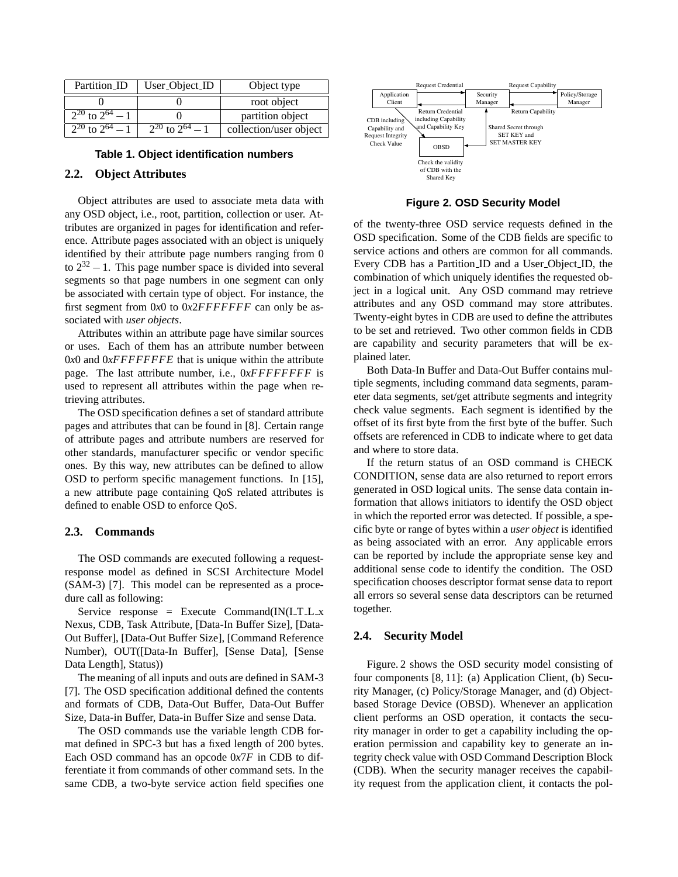| Partition_ID | User_Object_ID | Object type |
| --- | --- | --- |
| 0 | 0 | root object |
| $2^{20}$ to $2^{64}-1$ | 0 | partition object |
| $2^{20}$ to $2^{64}-1$ | $2^{20}$ to $2^{64}-1$ | collection/user object |

**Table 1. Object identification numbers**

### 2.2. Object Attributes

Object attributes are used to associate meta data with any OSD object, i.e., root, partition, collection or user. Attributes are organized in pages for identification and reference. Attribute pages associated with an object is uniquely identified by their attribute page numbers ranging from 0 to $2^{32}-1$. This page number space is divided into several segments so that page numbers in one segment can only be associated with certain type of object. For instance, the first segment from $0x0$ to $0x2FFFFFFF$ can only be associated with *user objects*.

Attributes within an attribute page have similar sources or uses. Each of them has an attribute number between $0x0$ and $0xFFFFFFFE$ that is unique within the attribute page. The last attribute number, i.e., $0xFFFFFFFF$ is used to represent all attributes within the page when retrieving attributes.

The OSD specification defines a set of standard attribute pages and attributes that can be found in [8]. Certain range of attribute pages and attribute numbers are reserved for other standards, manufacturer specific or vendor specific ones. By this way, new attributes can be defined to allow OSD to perform specific management functions. In [15], a new attribute page containing QoS related attributes is defined to enable OSD to enforce QoS.

### 2.3. Commands

The OSD commands are executed following a request-response model as defined in SCSI Architecture Model (SAM-3) [7]. This model can be represented as a procedure call as following:

Service response = Execute Command(IN(I_T_L_x Nexus, CDB, Task Attribute, [Data-In Buffer Size], [Data-Out Buffer], [Data-Out Buffer Size], [Command Reference Number), OUT([Data-In Buffer], [Sense Data], [Sense Data Length], Status))

The meaning of all inputs and outs are defined in SAM-3 [7]. The OSD specification additional defined the contents and formats of CDB, Data-Out Buffer, Data-Out Buffer Size, Data-in Buffer, Data-in Buffer Size and sense Data.

The OSD commands use the variable length CDB format defined in SPC-3 but has a fixed length of 200 bytes. Each OSD command has an opcode $0x7F$ in CDB to differentiate it from commands of other command sets. In the same CDB, a two-byte service action field specifies one of the twenty-three OSD service requests defined in the OSD specification. Some of the CDB fields are specific to service actions and others are common for all commands. Every CDB has a Partition_ID and a User_Object_ID, the combination of which uniquely identifies the requested object in a logical unit. Any OSD command may retrieve attributes and any OSD command may store attributes. Twenty-eight bytes in CDB are used to define the attributes to be set and retrieved. Two other common fields in CDB are capability and security parameters that will be explained later.

Both Data-In Buffer and Data-Out Buffer contains multiple segments, including command data segments, parameter data segments, set/get attribute segments and integrity check value segments. Each segment is identified by the offset of its first byte from the first byte of the buffer. Such offsets are referenced in CDB to indicate where to get data and where to store data.

If the return status of an OSD command is CHECK CONDITION, sense data are also returned to report errors generated in OSD logical units. The sense data contain information that allows initiators to identify the OSD object in which the reported error was detected. If possible, a specific byte or range of bytes within a *user object* is identified as being associated with an error. Any applicable errors can be reported by include the appropriate sense key and additional sense code to identify the condition. The OSD specification chooses descriptor format sense data to report all errors so several sense data descriptors can be returned together.

Application Client — Request Credential → Security Manager — Request Capability → Policy/Storage Manager; Return Capability; Return Credential including Capability and Capability Key; CDB including Capability and Request Integrity Check Value → OBSD; Shared Secret through SET KEY and SET MASTER KEY; Check the validity of CDB with the Shared Key

**Figure 2. OSD Security Model**

### 2.4. Security Model

Figure. 2 shows the OSD security model consisting of four components [8, 11]: (a) Application Client, (b) Security Manager, (c) Policy/Storage Manager, and (d) Object-based Storage Device (OBSD). Whenever an application client performs an OSD operation, it contacts the security manager in order to get a capability including the operation permission and capability key to generate an integrity check value with OSD Command Description Block (CDB). When the security manager receives the capability request from the application client, it contacts the pol-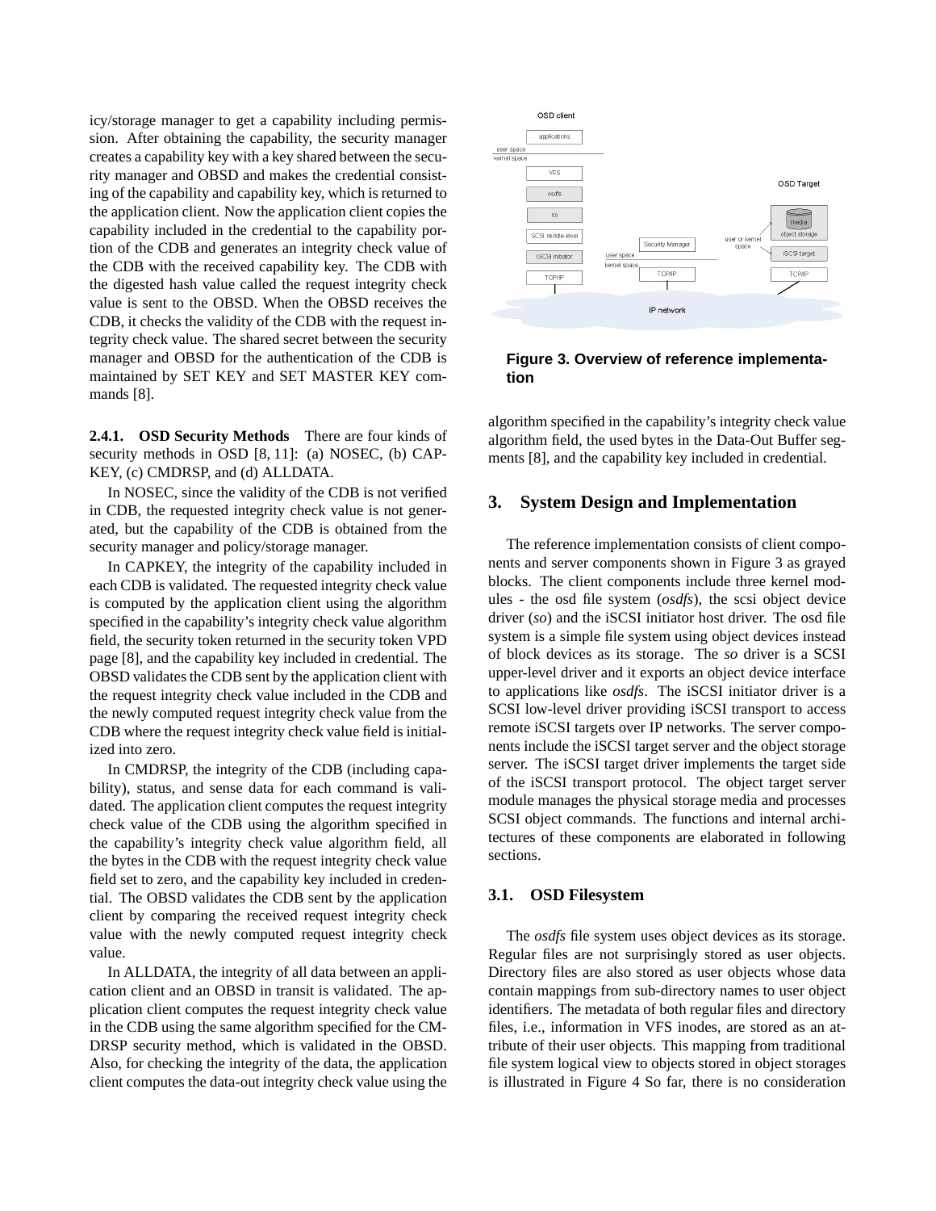icy/storage manager to get a capability including permission. After obtaining the capability, the security manager creates a capability key with a key shared between the security manager and OBSD and makes the credential consisting of the capability and capability key, which is returned to the application client. Now the application client copies the capability included in the credential to the capability portion of the CDB and generates an integrity check value of the CDB with the received capability key. The CDB with the digested hash value called the request integrity check value is sent to the OBSD. When the OBSD receives the CDB, it checks the validity of the CDB with the request integrity check value. The shared secret between the security manager and OBSD for the authentication of the CDB is maintained by SET KEY and SET MASTER KEY commands [8].

#### 2.4.1. OSD Security Methods

There are four kinds of security methods in OSD [8, 11]: (a) NOSEC, (b) CAPKEY, (c) CMDRSP, and (d) ALLDATA.

In NOSEC, since the validity of the CDB is not verified in CDB, the requested integrity check value is not generated, but the capability of the CDB is obtained from the security manager and policy/storage manager.

In CAPKEY, the integrity of the capability included in each CDB is validated. The requested integrity check value is computed by the application client using the algorithm specified in the capability's integrity check value algorithm field, the security token returned in the security token VPD page [8], and the capability key included in credential. The OBSD validates the CDB sent by the application client with the request integrity check value included in the CDB and the newly computed request integrity check value from the CDB where the request integrity check value field is initialized into zero.

In CMDRSP, the integrity of the CDB (including capability), status, and sense data for each command is validated. The application client computes the request integrity check value of the CDB using the algorithm specified in the capability's integrity check value algorithm field, all the bytes in the CDB with the request integrity check value field set to zero, and the capability key included in credential. The OBSD validates the CDB sent by the application client by comparing the received request integrity check value with the newly computed request integrity check value.

In ALLDATA, the integrity of all data between an application client and an OBSD in transit is validated. The application client computes the request integrity check value in the CDB using the same algorithm specified for the CMDRSP security method, which is validated in the OBSD. Also, for checking the integrity of the data, the application client computes the data-out integrity check value using the algorithm specified in the capability's integrity check value algorithm field, the used bytes in the Data-Out Buffer segments [8], and the capability key included in credential.

**Figure 3. Overview of reference implementation**

## 3. System Design and Implementation

The reference implementation consists of client components and server components shown in Figure 3 as grayed blocks. The client components include three kernel modules - the osd file system (*osdfs*), the scsi object device driver (*so*) and the iSCSI initiator host driver. The osd file system is a simple file system using object devices instead of block devices as its storage. The *so* driver is a SCSI upper-level driver and it exports an object device interface to applications like *osdfs*. The iSCSI initiator driver is a SCSI low-level driver providing iSCSI transport to access remote iSCSI targets over IP networks. The server components include the iSCSI target server and the object storage server. The iSCSI target driver implements the target side of the iSCSI transport protocol. The object target server module manages the physical storage media and processes SCSI object commands. The functions and internal architectures of these components are elaborated in following sections.

### 3.1. OSD Filesystem

The *osdfs* file system uses object devices as its storage. Regular files are not surprisingly stored as user objects. Directory files are also stored as user objects whose data contain mappings from sub-directory names to user object identifiers. The metadata of both regular files and directory files, i.e., information in VFS inodes, are stored as an attribute of their user objects. This mapping from traditional file system logical view to objects stored in object storages is illustrated in Figure 4 So far, there is no consideration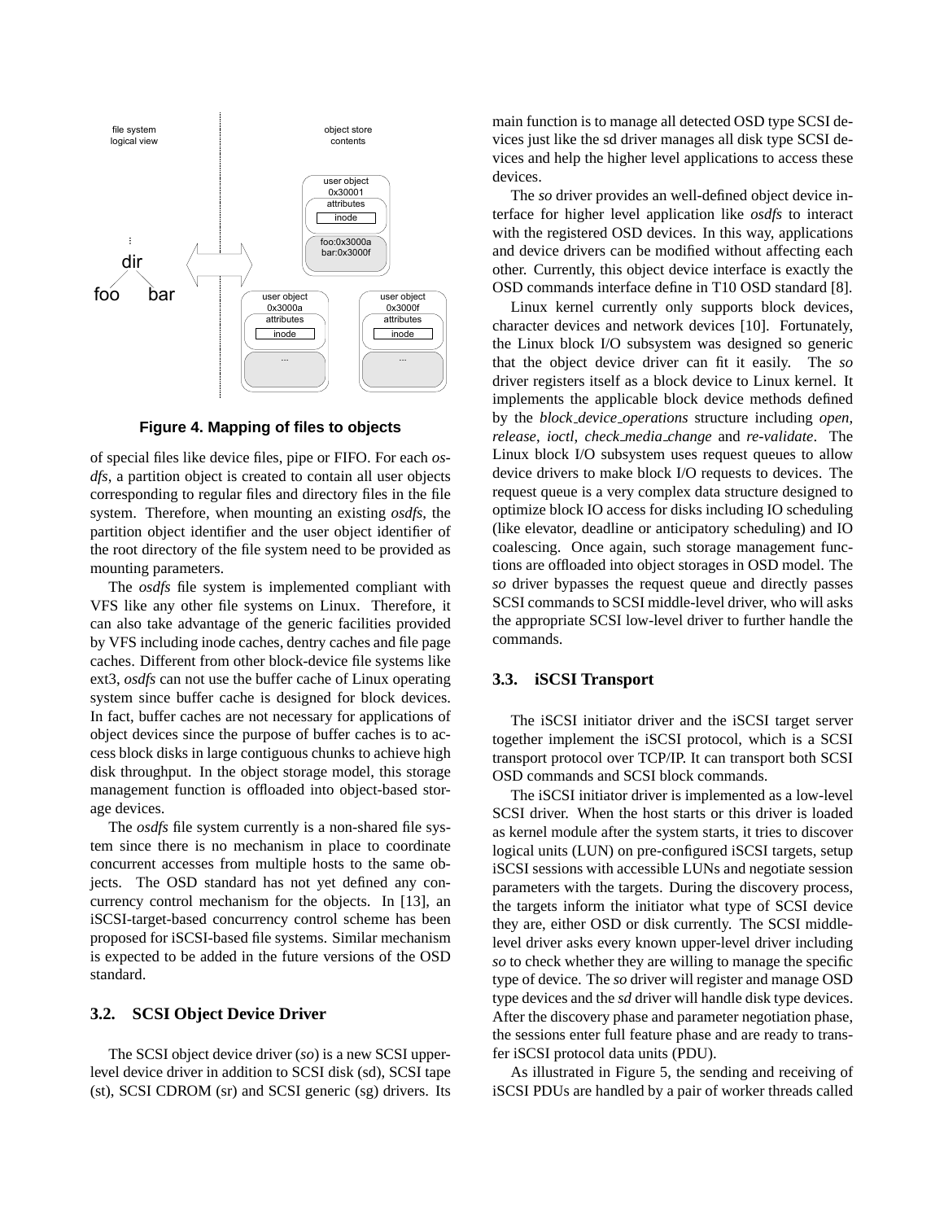**Figure 4. Mapping of files to objects**

of special files like device files, pipe or FIFO. For each *osdfs*, a partition object is created to contain all user objects corresponding to regular files and directory files in the file system. Therefore, when mounting an existing *osdfs*, the partition object identifier and the user object identifier of the root directory of the file system need to be provided as mounting parameters.

The *osdfs* file system is implemented compliant with VFS like any other file systems on Linux. Therefore, it can also take advantage of the generic facilities provided by VFS including inode caches, dentry caches and file page caches. Different from other block-device file systems like ext3, *osdfs* can not use the buffer cache of Linux operating system since buffer cache is designed for block devices. In fact, buffer caches are not necessary for applications of object devices since the purpose of buffer caches is to access block disks in large contiguous chunks to achieve high disk throughput. In the object storage model, this storage management function is offloaded into object-based storage devices.

The *osdfs* file system currently is a non-shared file system since there is no mechanism in place to coordinate concurrent accesses from multiple hosts to the same objects. The OSD standard has not yet defined any concurrency control mechanism for the objects. In [13], an iSCSI-target-based concurrency control scheme has been proposed for iSCSI-based file systems. Similar mechanism is expected to be added in the future versions of the OSD standard.

### 3.2. SCSI Object Device Driver

The SCSI object device driver (*so*) is a new SCSI upper-level device driver in addition to SCSI disk (sd), SCSI tape (st), SCSI CDROM (sr) and SCSI generic (sg) drivers. Its main function is to manage all detected OSD type SCSI devices just like the sd driver manages all disk type SCSI devices and help the higher level applications to access these devices.

The *so* driver provides an well-defined object device interface for higher level application like *osdfs* to interact with the registered OSD devices. In this way, applications and device drivers can be modified without affecting each other. Currently, this object device interface is exactly the OSD commands interface define in T10 OSD standard [8].

Linux kernel currently only supports block devices, character devices and network devices [10]. Fortunately, the Linux block I/O subsystem was designed so generic that the object device driver can fit it easily. The *so* driver registers itself as a block device to Linux kernel. It implements the applicable block device methods defined by the *block_device_operations* structure including *open*, *release*, *ioctl*, *check_media_change* and *re-validate*. The Linux block I/O subsystem uses request queues to allow device drivers to make block I/O requests to devices. The request queue is a very complex data structure designed to optimize block IO access for disks including IO scheduling (like elevator, deadline or anticipatory scheduling) and IO coalescing. Once again, such storage management functions are offloaded into object storages in OSD model. The *so* driver bypasses the request queue and directly passes SCSI commands to SCSI middle-level driver, who will asks the appropriate SCSI low-level driver to further handle the commands.

### 3.3. iSCSI Transport

The iSCSI initiator driver and the iSCSI target server together implement the iSCSI protocol, which is a SCSI transport protocol over TCP/IP. It can transport both SCSI OSD commands and SCSI block commands.

The iSCSI initiator driver is implemented as a low-level SCSI driver. When the host starts or this driver is loaded as kernel module after the system starts, it tries to discover logical units (LUN) on pre-configured iSCSI targets, setup iSCSI sessions with accessible LUNs and negotiate session parameters with the targets. During the discovery process, the targets inform the initiator what type of SCSI device they are, either OSD or disk currently. The SCSI middle-level driver asks every known upper-level driver including *so* to check whether they are willing to manage the specific type of device. The *so* driver will register and manage OSD type devices and the *sd* driver will handle disk type devices. After the discovery phase and parameter negotiation phase, the sessions enter full feature phase and are ready to transfer iSCSI protocol data units (PDU).

As illustrated in Figure 5, the sending and receiving of iSCSI PDUs are handled by a pair of worker threads called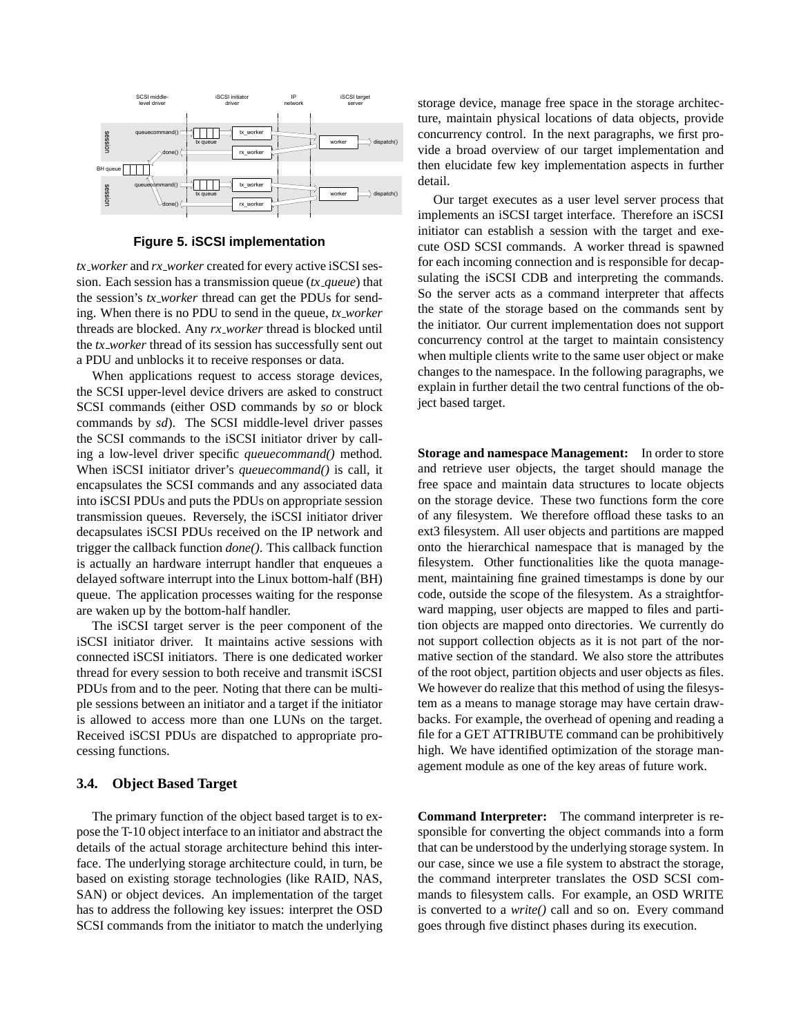**Figure 5. iSCSI implementation**

*tx_worker* and *rx_worker* created for every active iSCSI session. Each session has a transmission queue (*tx_queue*) that the session's *tx_worker* thread can get the PDUs for sending. When there is no PDU to send in the queue, *tx_worker* threads are blocked. Any *rx_worker* thread is blocked until the *tx_worker* thread of its session has successfully sent out a PDU and unblocks it to receive responses or data.

When applications request to access storage devices, the SCSI upper-level device drivers are asked to construct SCSI commands (either OSD commands by *so* or block commands by *sd*). The SCSI middle-level driver passes the SCSI commands to the iSCSI initiator driver by calling a low-level driver specific *queuecommand()* method. When iSCSI initiator driver's *queuecommand()* is call, it encapsulates the SCSI commands and any associated data into iSCSI PDUs and puts the PDUs on appropriate session transmission queues. Reversely, the iSCSI initiator driver decapsulates iSCSI PDUs received on the IP network and trigger the callback function *done()*. This callback function is actually an hardware interrupt handler that enqueues a delayed software interrupt into the Linux bottom-half (BH) queue. The application processes waiting for the response are waken up by the bottom-half handler.

The iSCSI target server is the peer component of the iSCSI initiator driver. It maintains active sessions with connected iSCSI initiators. There is one dedicated worker thread for every session to both receive and transmit iSCSI PDUs from and to the peer. Noting that there can be multiple sessions between an initiator and a target if the initiator is allowed to access more than one LUNs on the target. Received iSCSI PDUs are dispatched to appropriate processing functions.

### 3.4. Object Based Target

The primary function of the object based target is to expose the T-10 object interface to an initiator and abstract the details of the actual storage architecture behind this interface. The underlying storage architecture could, in turn, be based on existing storage technologies (like RAID, NAS, SAN) or object devices. An implementation of the target has to address the following key issues: interpret the OSD SCSI commands from the initiator to match the underlying storage device, manage free space in the storage architecture, maintain physical locations of data objects, provide concurrency control. In the next paragraphs, we first provide a broad overview of our target implementation and then elucidate few key implementation aspects in further detail.

Our target executes as a user level server process that implements an iSCSI target interface. Therefore an iSCSI initiator can establish a session with the target and execute OSD SCSI commands. A worker thread is spawned for each incoming connection and is responsible for decapsulating the iSCSI CDB and interpreting the commands. So the server acts as a command interpreter that affects the state of the storage based on the commands sent by the initiator. Our current implementation does not support concurrency control at the target to maintain consistency when multiple clients write to the same user object or make changes to the namespace. In the following paragraphs, we explain in further detail the two central functions of the object based target.

**Storage and namespace Management:** In order to store and retrieve user objects, the target should manage the free space and maintain data structures to locate objects on the storage device. These two functions form the core of any filesystem. We therefore offload these tasks to an ext3 filesystem. All user objects and partitions are mapped onto the hierarchical namespace that is managed by the filesystem. Other functionalities like the quota management, maintaining fine grained timestamps is done by our code, outside the scope of the filesystem. As a straightforward mapping, user objects are mapped to files and partition objects are mapped onto directories. We currently do not support collection objects as it is not part of the normative section of the standard. We also store the attributes of the root object, partition objects and user objects as files. We however do realize that this method of using the filesystem as a means to manage storage may have certain drawbacks. For example, the overhead of opening and reading a file for a GET ATTRIBUTE command can be prohibitively high. We have identified optimization of the storage management module as one of the key areas of future work.

**Command Interpreter:** The command interpreter is responsible for converting the object commands into a form that can be understood by the underlying storage system. In our case, since we use a file system to abstract the storage, the command interpreter translates the OSD SCSI commands to filesystem calls. For example, an OSD WRITE is converted to a *write()* call and so on. Every command goes through five distinct phases during its execution.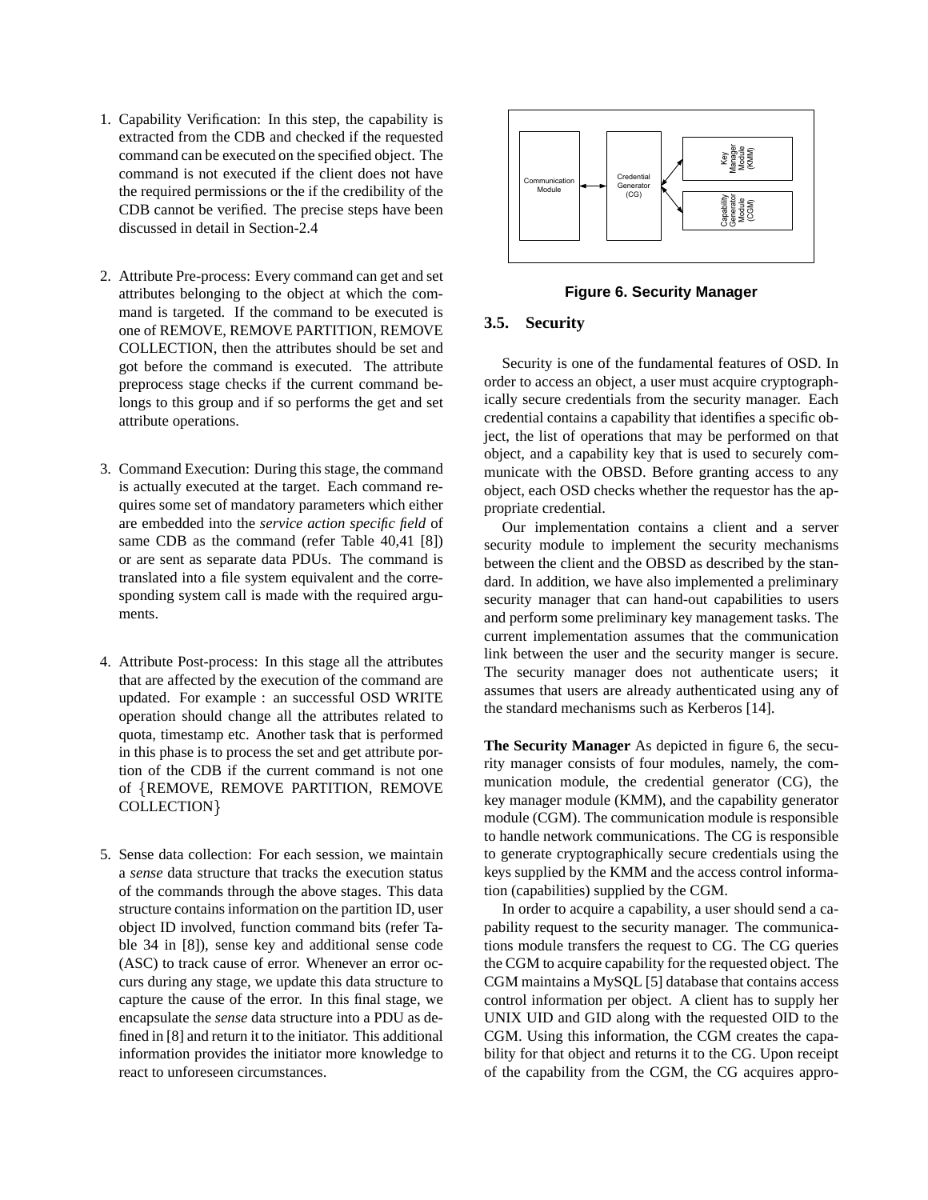1. Capability Verification: In this step, the capability is extracted from the CDB and checked if the requested command can be executed on the specified object. The command is not executed if the client does not have the required permissions or the if the credibility of the CDB cannot be verified. The precise steps have been discussed in detail in Section-2.4

2. Attribute Pre-process: Every command can get and set attributes belonging to the object at which the command is targeted. If the command to be executed is one of REMOVE, REMOVE PARTITION, REMOVE COLLECTION, then the attributes should be set and got before the command is executed. The attribute preprocess stage checks if the current command belongs to this group and if so performs the get and set attribute operations.

3. Command Execution: During this stage, the command is actually executed at the target. Each command requires some set of mandatory parameters which either are embedded into the *service action specific field* of same CDB as the command (refer Table 40,41 [8]) or are sent as separate data PDUs. The command is translated into a file system equivalent and the corresponding system call is made with the required arguments.

4. Attribute Post-process: In this stage all the attributes that are affected by the execution of the command are updated. For example : an successful OSD WRITE operation should change all the attributes related to quota, timestamp etc. Another task that is performed in this phase is to process the set and get attribute portion of the CDB if the current command is not one of {REMOVE, REMOVE PARTITION, REMOVE COLLECTION}

5. Sense data collection: For each session, we maintain a *sense* data structure that tracks the execution status of the commands through the above stages. This data structure contains information on the partition ID, user object ID involved, function command bits (refer Table 34 in [8]), sense key and additional sense code (ASC) to track cause of error. Whenever an error occurs during any stage, we update this data structure to capture the cause of the error. In this final stage, we encapsulate the *sense* data structure into a PDU as defined in [8] and return it to the initiator. This additional information provides the initiator more knowledge to react to unforeseen circumstances.

**Figure 6. Security Manager**

### 3.5. Security

Security is one of the fundamental features of OSD. In order to access an object, a user must acquire cryptographically secure credentials from the security manager. Each credential contains a capability that identifies a specific object, the list of operations that may be performed on that object, and a capability key that is used to securely communicate with the OBSD. Before granting access to any object, each OSD checks whether the requestor has the appropriate credential.

Our implementation contains a client and a server security module to implement the security mechanisms between the client and the OBSD as described by the standard. In addition, we have also implemented a preliminary security manager that can hand-out capabilities to users and perform some preliminary key management tasks. The current implementation assumes that the communication link between the user and the security manger is secure. The security manager does not authenticate users; it assumes that users are already authenticated using any of the standard mechanisms such as Kerberos [14].

**The Security Manager** As depicted in figure 6, the security manager consists of four modules, namely, the communication module, the credential generator (CG), the key manager module (KMM), and the capability generator module (CGM). The communication module is responsible to handle network communications. The CG is responsible to generate cryptographically secure credentials using the keys supplied by the KMM and the access control information (capabilities) supplied by the CGM.

In order to acquire a capability, a user should send a capability request to the security manager. The communications module transfers the request to CG. The CG queries the CGM to acquire capability for the requested object. The CGM maintains a MySQL [5] database that contains access control information per object. A client has to supply her UNIX UID and GID along with the requested OID to the CGM. Using this information, the CGM creates the capability for that object and returns it to the CG. Upon receipt of the capability from the CGM, the CG acquires appro-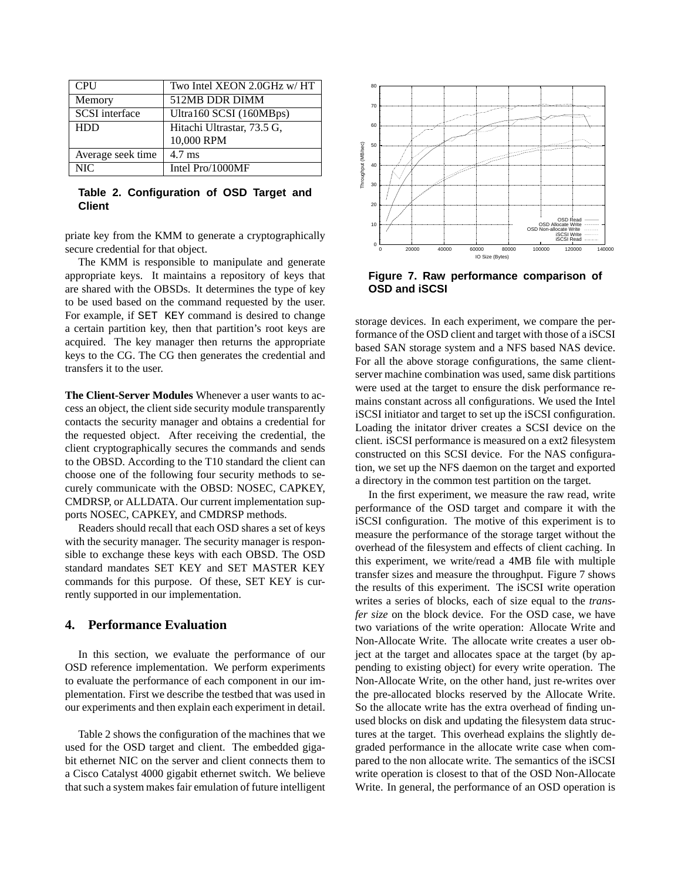| CPU | Two Intel XEON 2.0GHz w/ HT |
|---|---|
| Memory | 512MB DDR DIMM |
| SCSI interface | Ultra160 SCSI (160MBps) |
| HDD | Hitachi Ultrastar, 73.5 G, 10,000 RPM |
| Average seek time | 4.7 ms |
| NIC | Intel Pro/1000MF |

**Table 2. Configuration of OSD Target and Client**

priate key from the KMM to generate a cryptographically secure credential for that object.

The KMM is responsible to manipulate and generate appropriate keys. It maintains a repository of keys that are shared with the OBSDs. It determines the type of key to be used based on the command requested by the user. For example, if `SET KEY` command is desired to change a certain partition key, then that partition's root keys are acquired. The key manager then returns the appropriate keys to the CG. The CG then generates the credential and transfers it to the user.

**The Client-Server Modules** Whenever a user wants to access an object, the client side security module transparently contacts the security manager and obtains a credential for the requested object. After receiving the credential, the client cryptographically secures the commands and sends to the OBSD. According to the T10 standard the client can choose one of the following four security methods to securely communicate with the OBSD: NOSEC, CAPKEY, CMDRSP, or ALLDATA. Our current implementation supports NOSEC, CAPKEY, and CMDRSP methods.

Readers should recall that each OSD shares a set of keys with the security manager. The security manager is responsible to exchange these keys with each OBSD. The OSD standard mandates SET KEY and SET MASTER KEY commands for this purpose. Of these, SET KEY is currently supported in our implementation.

## 4. Performance Evaluation

In this section, we evaluate the performance of our OSD reference implementation. We perform experiments to evaluate the performance of each component in our implementation. First we describe the testbed that was used in our experiments and then explain each experiment in detail.

Table 2 shows the configuration of the machines that we used for the OSD target and client. The embedded gigabit ethernet NIC on the server and client connects them to a Cisco Catalyst 4000 gigabit ethernet switch. We believe that such a system makes fair emulation of future intelligent storage devices. In each experiment, we compare the performance of the OSD client and target with those of a iSCSI based SAN storage system and a NFS based NAS device. For all the above storage configurations, the same client-server machine combination was used, same disk partitions were used at the target to ensure the disk performance remains constant across all configurations. We used the Intel iSCSI initiator and target to set up the iSCSI configuration. Loading the initator driver creates a SCSI device on the client. iSCSI performance is measured on a ext2 filesystem constructed on this SCSI device. For the NAS configuration, we set up the NFS daemon on the target and exported a directory in the common test partition on the target.

**Figure 7. Raw performance comparison of OSD and iSCSI**

In the first experiment, we measure the raw read, write performance of the OSD target and compare it with the iSCSI configuration. The motive of this experiment is to measure the performance of the storage target without the overhead of the filesystem and effects of client caching. In this experiment, we write/read a 4MB file with multiple transfer sizes and measure the throughput. Figure 7 shows the results of this experiment. The iSCSI write operation writes a series of blocks, each of size equal to the *transfer size* on the block device. For the OSD case, we have two variations of the write operation: Allocate Write and Non-Allocate Write. The allocate write creates a user object at the target and allocates space at the target (by appending to existing object) for every write operation. The Non-Allocate Write, on the other hand, just re-writes over the pre-allocated blocks reserved by the Allocate Write. So the allocate write has the extra overhead of finding unused blocks on disk and updating the filesystem data structures at the target. This overhead explains the slightly degraded performance in the allocate write case when compared to the non allocate write. The semantics of the iSCSI write operation is closest to that of the OSD Non-Allocate Write. In general, the performance of an OSD operation is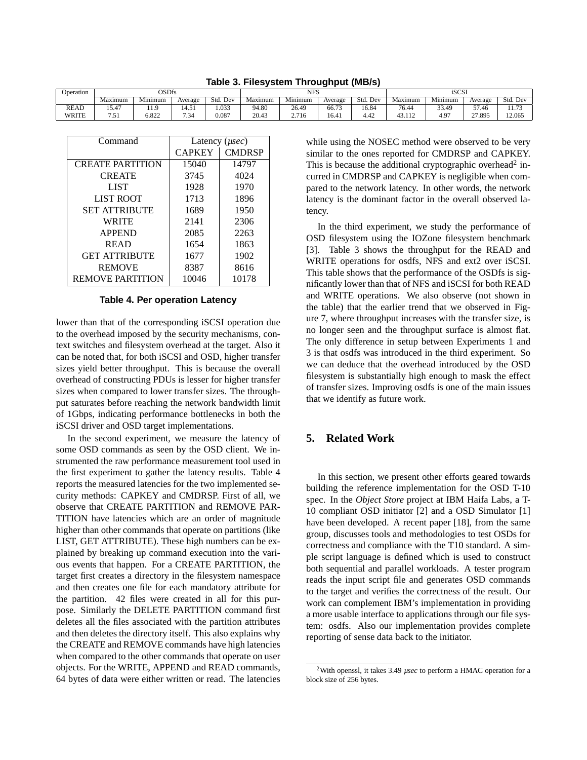**Table 3. Filesystem Throughput (MB/s)**

| Operation | OSDfs | | | | NFS | | | | iSCSI | | | |
|---|---|---|---|---|---|---|---|---|---|---|---|---|
| | Maximum | Minimum | Average | Std. Dev | Maximum | Minimum | Average | Std. Dev | Maximum | Minimum | Average | Std. Dev |
| READ | 15.47 | 11.9 | 14.51 | 1.033 | 94.80 | 26.49 | 66.73 | 16.84 | 76.44 | 33.49 | 57.46 | 11.73 |
| WRITE | 7.51 | 6.822 | 7.34 | 0.087 | 20.43 | 2.716 | 16.41 | 4.42 | 43.112 | 4.97 | 27.895 | 12.065 |

| Command | Latency ($\mu sec$) | |
|---|---|---|
| | CAPKEY | CMDRSP |
| CREATE PARTITION | 15040 | 14797 |
| CREATE | 3745 | 4024 |
| LIST | 1928 | 1970 |
| LIST ROOT | 1713 | 1896 |
| SET ATTRIBUTE | 1689 | 1950 |
| WRITE | 2141 | 2306 |
| APPEND | 2085 | 2263 |
| READ | 1654 | 1863 |
| GET ATTRIBUTE | 1677 | 1902 |
| REMOVE | 8387 | 8616 |
| REMOVE PARTITION | 10046 | 10178 |

**Table 4. Per operation Latency**

lower than that of the corresponding iSCSI operation due to the overhead imposed by the security mechanisms, context switches and filesystem overhead at the target. Also it can be noted that, for both iSCSI and OSD, higher transfer sizes yield better throughput. This is because the overall overhead of constructing PDUs is lesser for higher transfer sizes when compared to lower transfer sizes. The throughput saturates before reaching the network bandwidth limit of 1Gbps, indicating performance bottlenecks in both the iSCSI driver and OSD target implementations.

In the second experiment, we measure the latency of some OSD commands as seen by the OSD client. We instrumented the raw performance measurement tool used in the first experiment to gather the latency results. Table 4 reports the measured latencies for the two implemented security methods: CAPKEY and CMDRSP. First of all, we observe that CREATE PARTITION and REMOVE PARTITION have latencies which are an order of magnitude higher than other commands that operate on partitions (like LIST, GET ATTRIBUTE). These high numbers can be explained by breaking up command execution into the various events that happen. For a CREATE PARTITION, the target first creates a directory in the filesystem namespace and then creates one file for each mandatory attribute for the partition. 42 files were created in all for this purpose. Similarly the DELETE PARTITION command first deletes all the files associated with the partition attributes and then deletes the directory itself. This also explains why the CREATE and REMOVE commands have high latencies when compared to the other commands that operate on user objects. For the WRITE, APPEND and READ commands, 64 bytes of data were either written or read. The latencies while using the NOSEC method were observed to be very similar to the ones reported for CMDRSP and CAPKEY. This is because the additional cryptographic overhead[2] incurred in CMDRSP and CAPKEY is negligible when compared to the network latency. In other words, the network latency is the dominant factor in the overall observed latency.

In the third experiment, we study the performance of OSD filesystem using the IOZone filesystem benchmark [3]. Table 3 shows the throughput for the READ and WRITE operations for osdfs, NFS and ext2 over iSCSI. This table shows that the performance of the OSDfs is significantly lower than that of NFS and iSCSI for both READ and WRITE operations. We also observe (not shown in the table) that the earlier trend that we observed in Figure 7, where throughput increases with the transfer size, is no longer seen and the throughput surface is almost flat. The only difference in setup between Experiments 1 and 3 is that osdfs was introduced in the third experiment. So we can deduce that the overhead introduced by the OSD filesystem is substantially high enough to mask the effect of transfer sizes. Improving osdfs is one of the main issues that we identify as future work.

## 5. Related Work

In this section, we present other efforts geared towards building the reference implementation for the OSD T-10 spec. In the *Object Store* project at IBM Haifa Labs, a T-10 compliant OSD initiator [2] and a OSD Simulator [1] have been developed. A recent paper [18], from the same group, discusses tools and methodologies to test OSDs for correctness and compliance with the T10 standard. A simple script language is defined which is used to construct both sequential and parallel workloads. A tester program reads the input script file and generates OSD commands to the target and verifies the correctness of the result. Our work can complement IBM's implementation in providing a more usable interface to applications through our file system: osdfs. Also our implementation provides complete reporting of sense data back to the initiator.

[2] With openssl, it takes 3.49 $\mu sec$ to perform a HMAC operation for a block size of 256 bytes.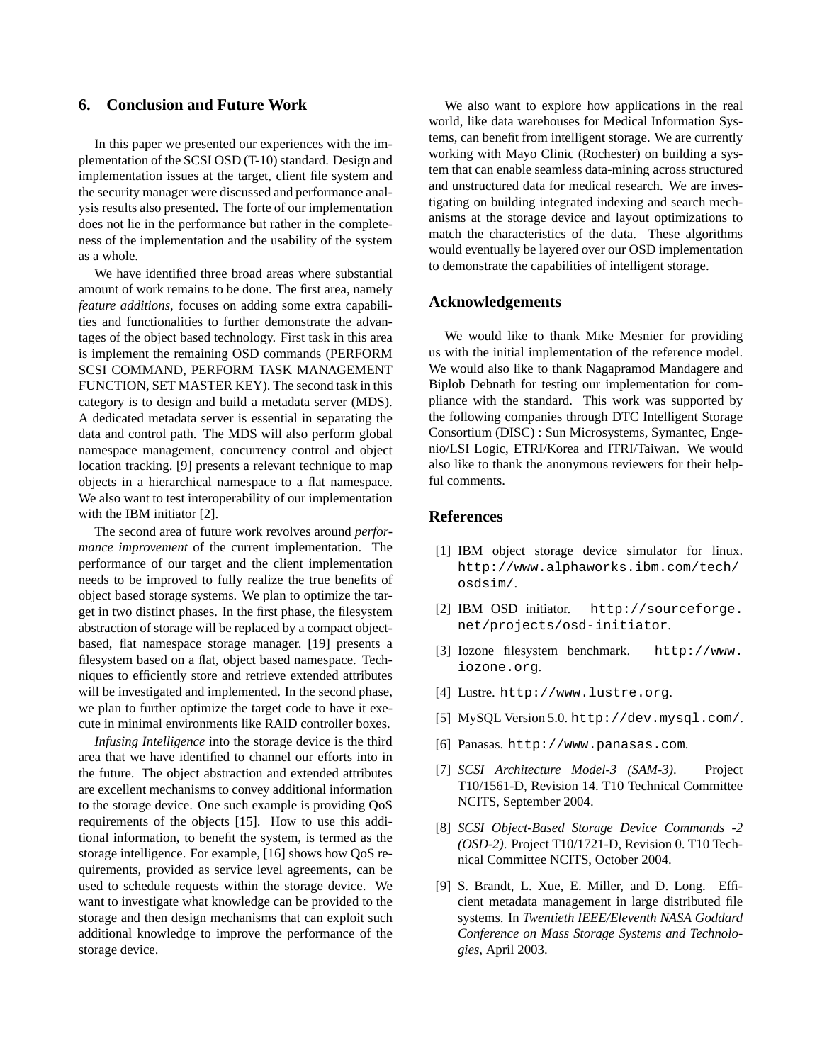## 6. Conclusion and Future Work

In this paper we presented our experiences with the implementation of the SCSI OSD (T-10) standard. Design and implementation issues at the target, client file system and the security manager were discussed and performance analysis results also presented. The forte of our implementation does not lie in the performance but rather in the completeness of the implementation and the usability of the system as a whole.

We have identified three broad areas where substantial amount of work remains to be done. The first area, namely *feature additions*, focuses on adding some extra capabilities and functionalities to further demonstrate the advantages of the object based technology. First task in this area is implement the remaining OSD commands (PERFORM SCSI COMMAND, PERFORM TASK MANAGEMENT FUNCTION, SET MASTER KEY). The second task in this category is to design and build a metadata server (MDS). A dedicated metadata server is essential in separating the data and control path. The MDS will also perform global namespace management, concurrency control and object location tracking. [9] presents a relevant technique to map objects in a hierarchical namespace to a flat namespace. We also want to test interoperability of our implementation with the IBM initiator [2].

The second area of future work revolves around *performance improvement* of the current implementation. The performance of our target and the client implementation needs to be improved to fully realize the true benefits of object based storage systems. We plan to optimize the target in two distinct phases. In the first phase, the filesystem abstraction of storage will be replaced by a compact object-based, flat namespace storage manager. [19] presents a filesystem based on a flat, object based namespace. Techniques to efficiently store and retrieve extended attributes will be investigated and implemented. In the second phase, we plan to further optimize the target code to have it execute in minimal environments like RAID controller boxes.

*Infusing Intelligence* into the storage device is the third area that we have identified to channel our efforts into in the future. The object abstraction and extended attributes are excellent mechanisms to convey additional information to the storage device. One such example is providing QoS requirements of the objects [15]. How to use this additional information, to benefit the system, is termed as the storage intelligence. For example, [16] shows how QoS requirements, provided as service level agreements, can be used to schedule requests within the storage device. We want to investigate what knowledge can be provided to the storage and then design mechanisms that can exploit such additional knowledge to improve the performance of the storage device.

We also want to explore how applications in the real world, like data warehouses for Medical Information Systems, can benefit from intelligent storage. We are currently working with Mayo Clinic (Rochester) on building a system that can enable seamless data-mining across structured and unstructured data for medical research. We are investigating on building integrated indexing and search mechanisms at the storage device and layout optimizations to match the characteristics of the data. These algorithms would eventually be layered over our OSD implementation to demonstrate the capabilities of intelligent storage.

## Acknowledgements

We would like to thank Mike Mesnier for providing us with the initial implementation of the reference model. We would also like to thank Nagapramod Mandagere and Biplob Debnath for testing our implementation for compliance with the standard. This work was supported by the following companies through DTC Intelligent Storage Consortium (DISC) : Sun Microsystems, Symantec, Engenio/LSI Logic, ETRI/Korea and ITRI/Taiwan. We would also like to thank the anonymous reviewers for their helpful comments.

## References

[1] IBM object storage device simulator for linux. `http://www.alphaworks.ibm.com/tech/osdsim/`.

[2] IBM OSD initiator. `http://sourceforge.net/projects/osd-initiator`.

[3] Iozone filesystem benchmark. `http://www.iozone.org`.

[4] Lustre. `http://www.lustre.org`.

[5] MySQL Version 5.0. `http://dev.mysql.com/`.

[6] Panasas. `http://www.panasas.com`.

[7] *SCSI Architecture Model-3 (SAM-3)*. Project T10/1561-D, Revision 14. T10 Technical Committee NCITS, September 2004.

[8] *SCSI Object-Based Storage Device Commands -2 (OSD-2)*. Project T10/1721-D, Revision 0. T10 Technical Committee NCITS, October 2004.

[9] S. Brandt, L. Xue, E. Miller, and D. Long. Efficient metadata management in large distributed file systems. In *Twentieth IEEE/Eleventh NASA Goddard Conference on Mass Storage Systems and Technologies*, April 2003.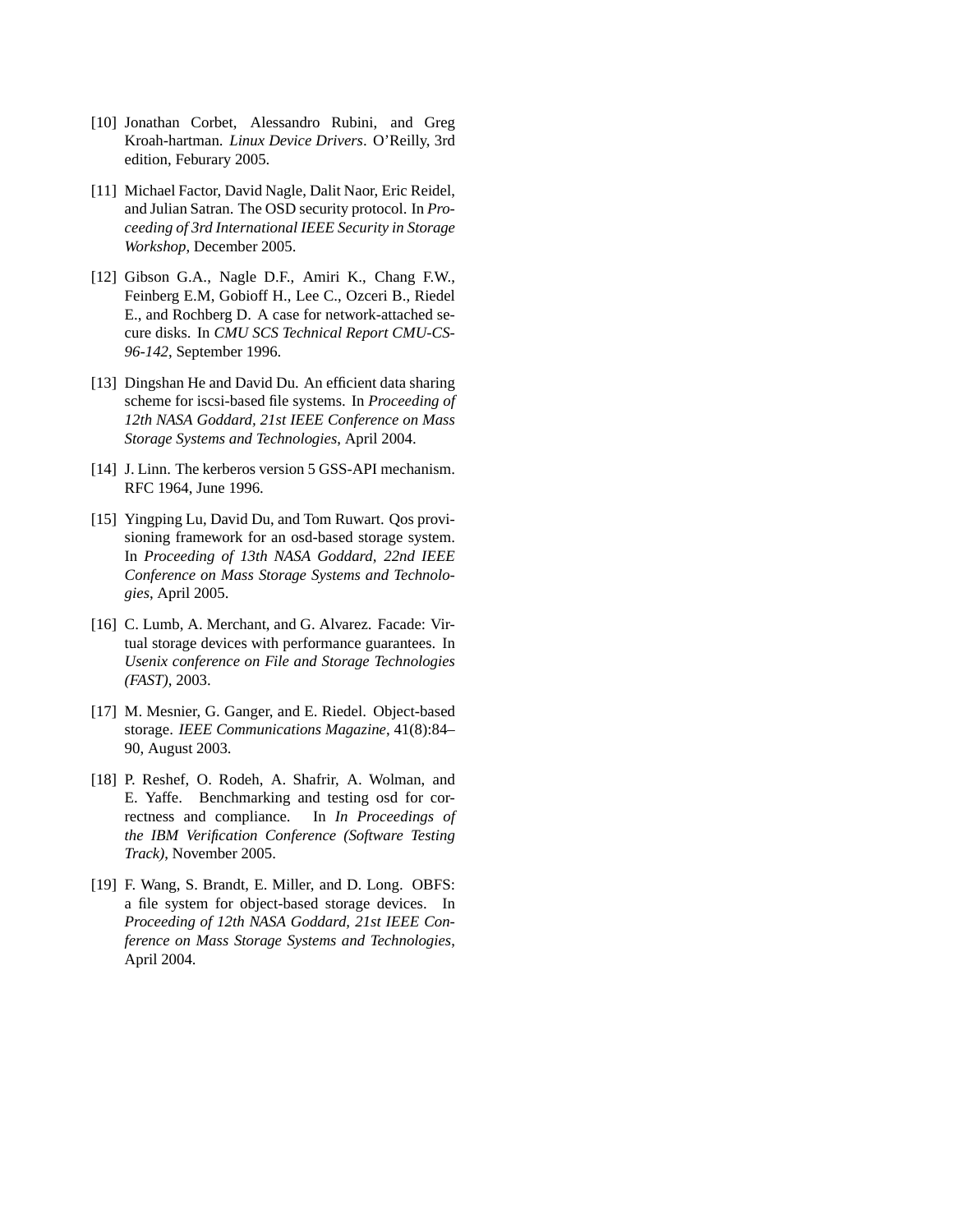[10] Jonathan Corbet, Alessandro Rubini, and Greg Kroah-hartman. *Linux Device Drivers*. O'Reilly, 3rd edition, Feburary 2005.

[11] Michael Factor, David Nagle, Dalit Naor, Eric Reidel, and Julian Satran. The OSD security protocol. In *Proceeding of 3rd International IEEE Security in Storage Workshop*, December 2005.

[12] Gibson G.A., Nagle D.F., Amiri K., Chang F.W., Feinberg E.M, Gobioff H., Lee C., Ozceri B., Riedel E., and Rochberg D. A case for network-attached secure disks. In *CMU SCS Technical Report CMU-CS-96-142*, September 1996.

[13] Dingshan He and David Du. An efficient data sharing scheme for iscsi-based file systems. In *Proceeding of 12th NASA Goddard, 21st IEEE Conference on Mass Storage Systems and Technologies*, April 2004.

[14] J. Linn. The kerberos version 5 GSS-API mechanism. RFC 1964, June 1996.

[15] Yingping Lu, David Du, and Tom Ruwart. Qos provisioning framework for an osd-based storage system. In *Proceeding of 13th NASA Goddard, 22nd IEEE Conference on Mass Storage Systems and Technologies*, April 2005.

[16] C. Lumb, A. Merchant, and G. Alvarez. Facade: Virtual storage devices with performance guarantees. In *Usenix conference on File and Storage Technologies (FAST)*, 2003.

[17] M. Mesnier, G. Ganger, and E. Riedel. Object-based storage. *IEEE Communications Magazine*, 41(8):84–90, August 2003.

[18] P. Reshef, O. Rodeh, A. Shafrir, A. Wolman, and E. Yaffe. Benchmarking and testing osd for correctness and compliance. In *In Proceedings of the IBM Verification Conference (Software Testing Track)*, November 2005.

[19] F. Wang, S. Brandt, E. Miller, and D. Long. OBFS: a file system for object-based storage devices. In *Proceeding of 12th NASA Goddard, 21st IEEE Conference on Mass Storage Systems and Technologies*, April 2004.